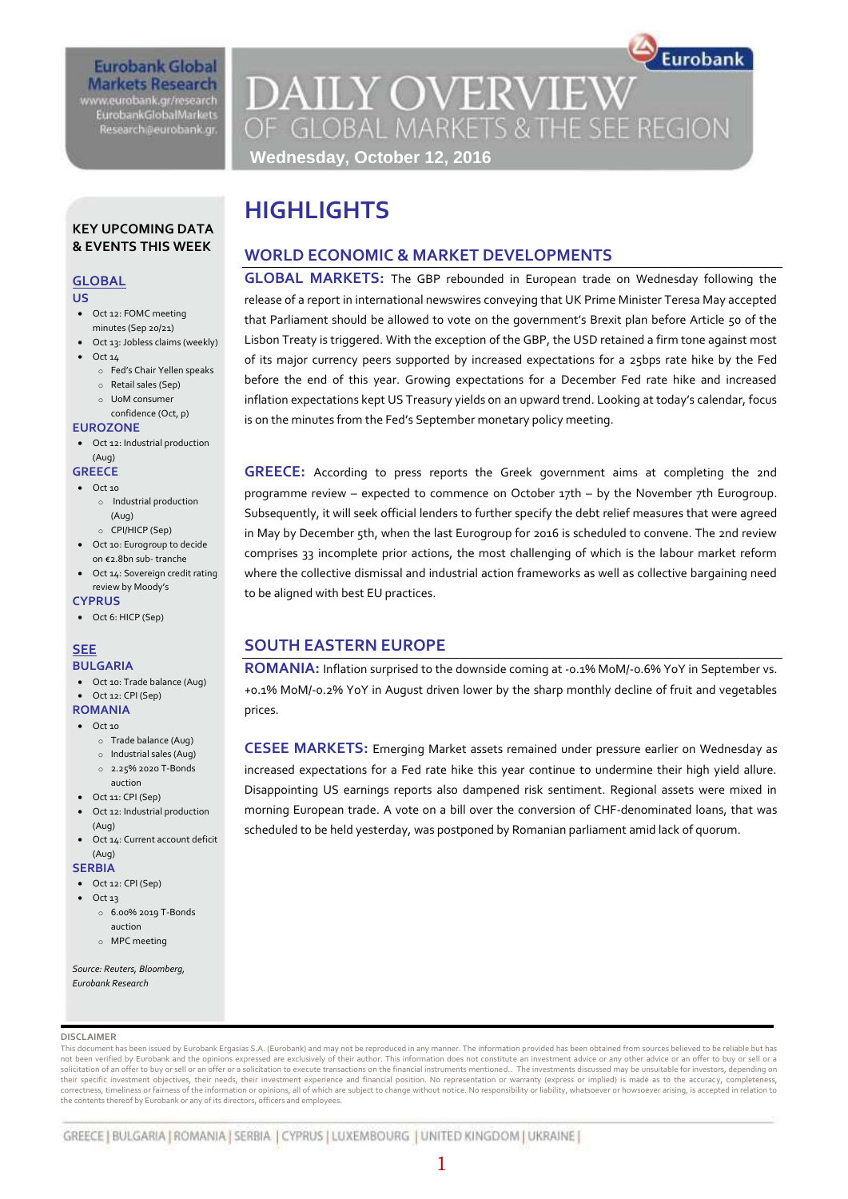Eurobank Global Markets Research
www.eurobank.gr/research
EurobankGlobalMarkets
Research@eurobank.gr

# DAILY OVERVIEW OF GLOBAL MARKETS & THE SEE REGION

**Wednesday, October 12, 2016**

## KEY UPCOMING DATA & EVENTS THIS WEEK

### GLOBAL

**US**

- Oct 12: FOMC meeting minutes (Sep 20/21)
- Oct 13: Jobless claims (weekly)
- Oct 14
  - Fed's Chair Yellen speaks
  - Retail sales (Sep)
  - UoM consumer confidence (Oct, p)

**EUROZONE**

- Oct 12: Industrial production (Aug)

**GREECE**

- Oct 10
  - Industrial production (Aug)
  - CPI/HICP (Sep)
- Oct 10: Eurogroup to decide on €2.8bn sub- tranche
- Oct 14: Sovereign credit rating review by Moody's

**CYPRUS**

- Oct 6: HICP (Sep)

### SEE

**BULGARIA**

- Oct 10: Trade balance (Aug)
- Oct 12: CPI (Sep)

**ROMANIA**

- Oct 10
  - Trade balance (Aug)
  - Industrial sales (Aug)
  - 2.25% 2020 T-Bonds auction
- Oct 11: CPI (Sep)
- Oct 12: Industrial production (Aug)
- Oct 14: Current account deficit (Aug)

**SERBIA**

- Oct 12: CPI (Sep)
- Oct 13
  - 6.00% 2019 T-Bonds auction
  - MPC meeting

*Source: Reuters, Bloomberg, Eurobank Research*

# HIGHLIGHTS

## WORLD ECONOMIC & MARKET DEVELOPMENTS

**GLOBAL MARKETS:** The GBP rebounded in European trade on Wednesday following the release of a report in international newswires conveying that UK Prime Minister Teresa May accepted that Parliament should be allowed to vote on the government's Brexit plan before Article 50 of the Lisbon Treaty is triggered. With the exception of the GBP, the USD retained a firm tone against most of its major currency peers supported by increased expectations for a 25bps rate hike by the Fed before the end of this year. Growing expectations for a December Fed rate hike and increased inflation expectations kept US Treasury yields on an upward trend. Looking at today's calendar, focus is on the minutes from the Fed's September monetary policy meeting.

**GREECE:** According to press reports the Greek government aims at completing the 2nd programme review – expected to commence on October 17th – by the November 7th Eurogroup. Subsequently, it will seek official lenders to further specify the debt relief measures that were agreed in May by December 5th, when the last Eurogroup for 2016 is scheduled to convene. The 2nd review comprises 33 incomplete prior actions, the most challenging of which is the labour market reform where the collective dismissal and industrial action frameworks as well as collective bargaining need to be aligned with best EU practices.

## SOUTH EASTERN EUROPE

**ROMANIA:** Inflation surprised to the downside coming at -0.1% MoM/-0.6% YoY in September vs. +0.1% MoM/-0.2% YoY in August driven lower by the sharp monthly decline of fruit and vegetables prices.

**CESEE MARKETS:** Emerging Market assets remained under pressure earlier on Wednesday as increased expectations for a Fed rate hike this year continue to undermine their high yield allure. Disappointing US earnings reports also dampened risk sentiment. Regional assets were mixed in morning European trade. A vote on a bill over the conversion of CHF-denominated loans, that was scheduled to be held yesterday, was postponed by Romanian parliament amid lack of quorum.

DISCLAIMER

This document has been issued by Eurobank Ergasias S.A. (Eurobank) and may not be reproduced in any manner. The information provided has been obtained from sources believed to be reliable but has not been verified by Eurobank and the opinions expressed are exclusively of their author. This information does not constitute an investment advice or any other advice or an offer to buy or sell or a solicitation of an offer to buy or sell or an offer or a solicitation to execute transactions on the financial instruments mentioned.. The investments discussed may be unsuitable for investors, depending on their specific investment objectives, their needs, their investment experience and financial position. No representation or warranty (express or implied) is made as to the accuracy, completeness, correctness, timeliness or fairness of the information or opinions, all of which are subject to change without notice. No responsibility or liability, whatsoever or howsoever arising, is accepted in relation to the contents thereof by Eurobank or any of its directors, officers and employees.

GREECE | BULGARIA | ROMANIA | SERBIA | CYPRUS | LUXEMBOURG | UNITED KINGDOM | UKRAINE |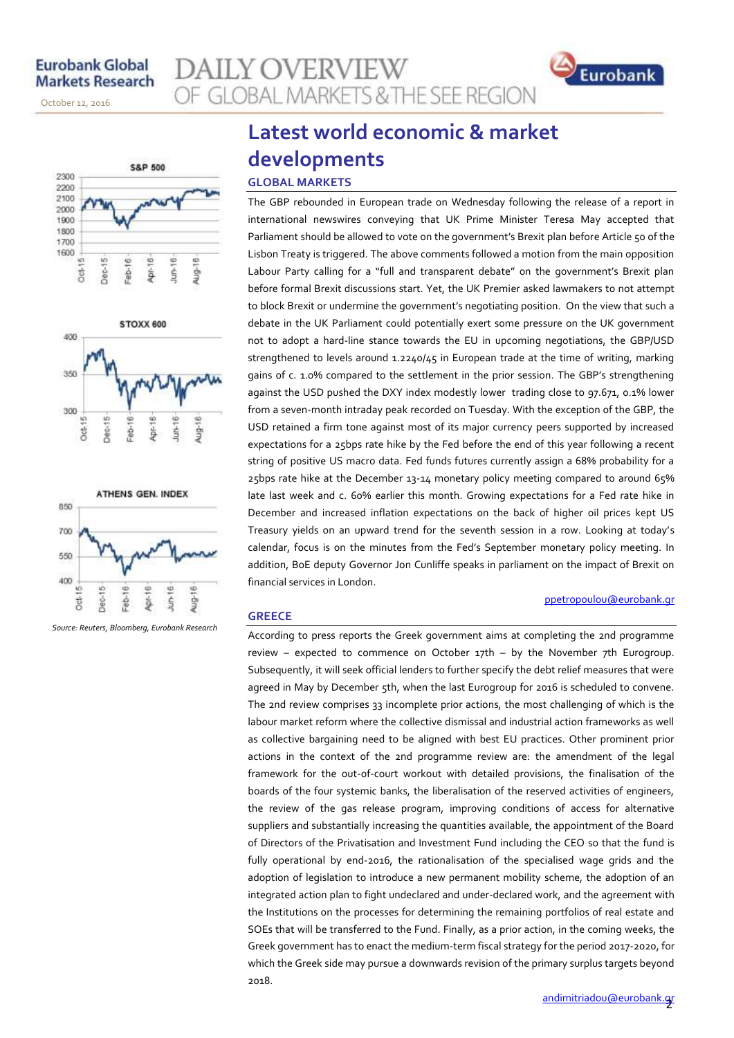# Latest world economic & market developments

## GLOBAL MARKETS

The GBP rebounded in European trade on Wednesday following the release of a report in international newswires conveying that UK Prime Minister Teresa May accepted that Parliament should be allowed to vote on the government's Brexit plan before Article 50 of the Lisbon Treaty is triggered. The above comments followed a motion from the main opposition Labour Party calling for a "full and transparent debate" on the government's Brexit plan before formal Brexit discussions start. Yet, the UK Premier asked lawmakers to not attempt to block Brexit or undermine the government's negotiating position. On the view that such a debate in the UK Parliament could potentially exert some pressure on the UK government not to adopt a hard-line stance towards the EU in upcoming negotiations, the GBP/USD strengthened to levels around 1.2240/45 in European trade at the time of writing, marking gains of c. 1.0% compared to the settlement in the prior session. The GBP's strengthening against the USD pushed the DXY index modestly lower trading close to 97.671, 0.1% lower from a seven-month intraday peak recorded on Tuesday. With the exception of the GBP, the USD retained a firm tone against most of its major currency peers supported by increased expectations for a 25bps rate hike by the Fed before the end of this year following a recent string of positive US macro data. Fed funds futures currently assign a 68% probability for a 25bps rate hike at the December 13-14 monetary policy meeting compared to around 65% late last week and c. 60% earlier this month. Growing expectations for a Fed rate hike in December and increased inflation expectations on the back of higher oil prices kept US Treasury yields on an upward trend for the seventh session in a row. Looking at today's calendar, focus is on the minutes from the Fed's September monetary policy meeting. In addition, BoE deputy Governor Jon Cunliffe speaks in parliament on the impact of Brexit on financial services in London.

ppetropoulou@eurobank.gr

## GREECE

According to press reports the Greek government aims at completing the 2nd programme review – expected to commence on October 17th – by the November 7th Eurogroup. Subsequently, it will seek official lenders to further specify the debt relief measures that were agreed in May by December 5th, when the last Eurogroup for 2016 is scheduled to convene. The 2nd review comprises 33 incomplete prior actions, the most challenging of which is the labour market reform where the collective dismissal and industrial action frameworks as well as collective bargaining need to be aligned with best EU practices. Other prominent prior actions in the context of the 2nd programme review are: the amendment of the legal framework for the out-of-court workout with detailed provisions, the finalisation of the boards of the four systemic banks, the liberalisation of the reserved activities of engineers, the review of the gas release program, improving conditions of access for alternative suppliers and substantially increasing the quantities available, the appointment of the Board of Directors of the Privatisation and Investment Fund including the CEO so that the fund is fully operational by end-2016, the rationalisation of the specialised wage grids and the adoption of legislation to introduce a new permanent mobility scheme, the adoption of an integrated action plan to fight undeclared and under-declared work, and the agreement with the Institutions on the processes for determining the remaining portfolios of real estate and SOEs that will be transferred to the Fund. Finally, as a prior action, in the coming weeks, the Greek government has to enact the medium-term fiscal strategy for the period 2017-2020, for which the Greek side may pursue a downwards revision of the primary surplus targets beyond 2018.

andimitriadou@eurobank.gr

*Source: Reuters, Bloomberg, Eurobank Research*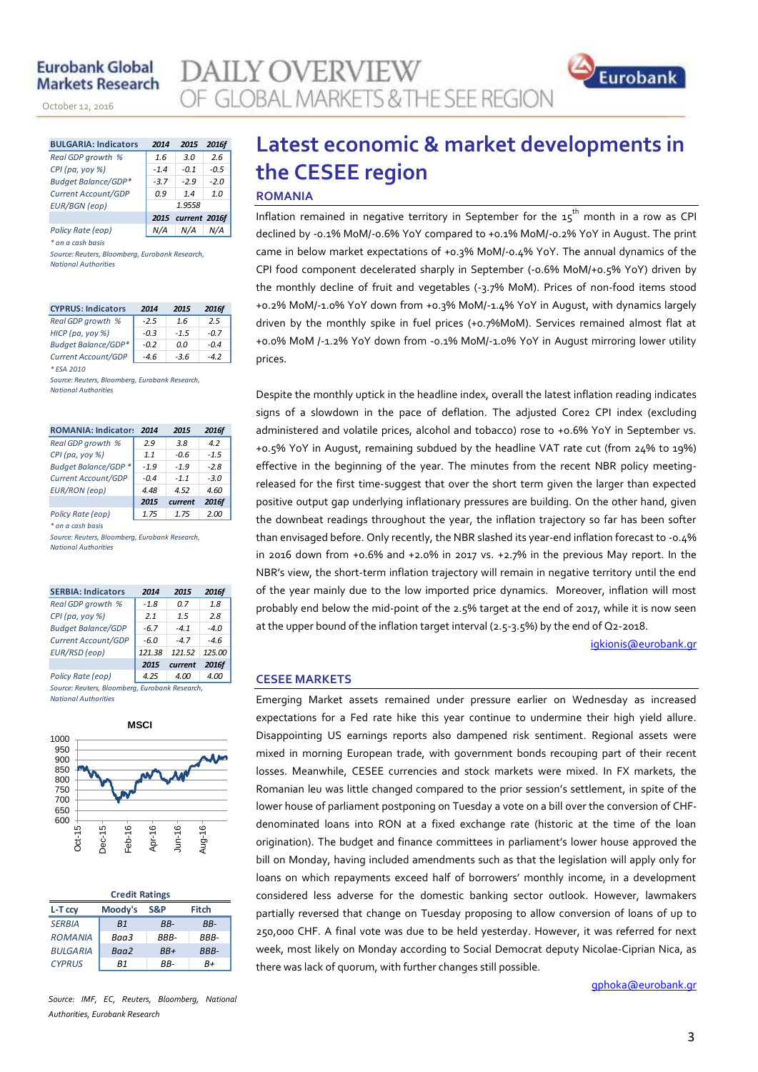# Latest economic & market developments in the CESEE region

## ROMANIA

Inflation remained in negative territory in September for the 15th month in a row as CPI declined by -0.1% MoM/-0.6% YoY compared to +0.1% MoM/-0.2% YoY in August. The print came in below market expectations of +0.3% MoM/-0.4% YoY. The annual dynamics of the CPI food component decelerated sharply in September (-0.6% MoM/+0.5% YoY) driven by the monthly decline of fruit and vegetables (-3.7% MoM). Prices of non-food items stood +0.2% MoM/-1.0% YoY down from +0.3% MoM/-1.4% YoY in August, with dynamics largely driven by the monthly spike in fuel prices (+0.7%MoM). Services remained almost flat at +0.0% MoM /-1.2% YoY down from -0.1% MoM/-1.0% YoY in August mirroring lower utility prices.

Despite the monthly uptick in the headline index, overall the latest inflation reading indicates signs of a slowdown in the pace of deflation. The adjusted Core2 CPI index (excluding administered and volatile prices, alcohol and tobacco) rose to +0.6% YoY in September vs. +0.5% YoY in August, remaining subdued by the headline VAT rate cut (from 24% to 19%) effective in the beginning of the year. The minutes from the recent NBR policy meeting-released for the first time-suggest that over the short term given the larger than expected positive output gap underlying inflationary pressures are building. On the other hand, given the downbeat readings throughout the year, the inflation trajectory so far has been softer than envisaged before. Only recently, the NBR slashed its year-end inflation forecast to -0.4% in 2016 down from +0.6% and +2.0% in 2017 vs. +2.7% in the previous May report. In the NBR's view, the short-term inflation trajectory will remain in negative territory until the end of the year mainly due to the low imported price dynamics. Moreover, inflation will most probably end below the mid-point of the 2.5% target at the end of 2017, while it is now seen at the upper bound of the inflation target interval (2.5-3.5%) by the end of Q2-2018.

igkionis@eurobank.gr

## CESEE MARKETS

Emerging Market assets remained under pressure earlier on Wednesday as increased expectations for a Fed rate hike this year continue to undermine their high yield allure. Disappointing US earnings reports also dampened risk sentiment. Regional assets were mixed in morning European trade, with government bonds recouping part of their recent losses. Meanwhile, CESEE currencies and stock markets were mixed. In FX markets, the Romanian leu was little changed compared to the prior session's settlement, in spite of the lower house of parliament postponing on Tuesday a vote on a bill over the conversion of CHF-denominated loans into RON at a fixed exchange rate (historic at the time of the loan origination). The budget and finance committees in parliament's lower house approved the bill on Monday, having included amendments such as that the legislation will apply only for loans on which repayments exceed half of borrowers' monthly income, in a development considered less adverse for the domestic banking sector outlook. However, lawmakers partially reversed that change on Tuesday proposing to allow conversion of loans of up to 250,000 CHF. A final vote was due to be held yesterday. However, it was referred for next week, most likely on Monday according to Social Democrat deputy Nicolae-Ciprian Nica, as there was lack of quorum, with further changes still possible.

gphoka@eurobank.gr

| BULGARIA: Indicators | 2014 | 2015 | 2016f |
|---|---|---|---|
| Real GDP growth % | 1.6 | 3.0 | 2.6 |
| CPI (pa, yoy %) | -1.4 | -0.1 | -0.5 |
| Budget Balance/GDP* | -3.7 | -2.9 | -2.0 |
| Current Account/GDP | 0.9 | 1.4 | 1.0 |
| EUR/BGN (eop) | | 1.9558 | |
| | 2015 | current | 2016f |
| Policy Rate (eop) | N/A | N/A | N/A |

*on a cash basis

Source: Reuters, Bloomberg, Eurobank Research, National Authorities

| CYPRUS: Indicators | 2014 | 2015 | 2016f |
|---|---|---|---|
| Real GDP growth % | -2.5 | 1.6 | 2.5 |
| HICP (pa, yoy %) | -0.3 | -1.5 | -0.7 |
| Budget Balance/GDP* | -0.2 | 0.0 | -0.4 |
| Current Account/GDP | -4.6 | -3.6 | -4.2 |

* ESA 2010

Source: Reuters, Bloomberg, Eurobank Research, National Authorities

| ROMANIA: Indicators | 2014 | 2015 | 2016f |
|---|---|---|---|
| Real GDP growth % | 2.9 | 3.8 | 4.2 |
| CPI (pa, yoy %) | 1.1 | -0.6 | -1.5 |
| Budget Balance/GDP * | -1.9 | -1.9 | -2.8 |
| Current Account/GDP | -0.4 | -1.1 | -3.0 |
| EUR/RON (eop) | 4.48 | 4.52 | 4.60 |
| | 2015 | current | 2016f |
| Policy Rate (eop) | 1.75 | 1.75 | 2.00 |

* on a cash basis

Source: Reuters, Bloomberg, Eurobank Research, National Authorities

| SERBIA: Indicators | 2014 | 2015 | 2016f |
|---|---|---|---|
| Real GDP growth % | -1.8 | 0.7 | 1.8 |
| CPI (pa, yoy %) | 2.1 | 1.5 | 2.8 |
| Budget Balance/GDP | -6.7 | -4.1 | -4.0 |
| Current Account/GDP | -6.0 | -4.7 | -4.6 |
| EUR/RSD (eop) | 121.38 | 121.52 | 125.00 |
| | 2015 | current | 2016f |
| Policy Rate (eop) | 4.25 | 4.00 | 4.00 |

Source: Reuters, Bloomberg, Eurobank Research, National Authorities

MSCI

| Credit Ratings | | | |
|---|---|---|---|
| L-T ccy | Moody's | S&P | Fitch |
| SERBIA | B1 | BB- | BB- |
| ROMANIA | Baa3 | BBB- | BBB- |
| BULGARIA | Baa2 | BB+ | BBB- |
| CYPRUS | B1 | BB- | B+ |

Source: IMF, EC, Reuters, Bloomberg, National Authorities, Eurobank Research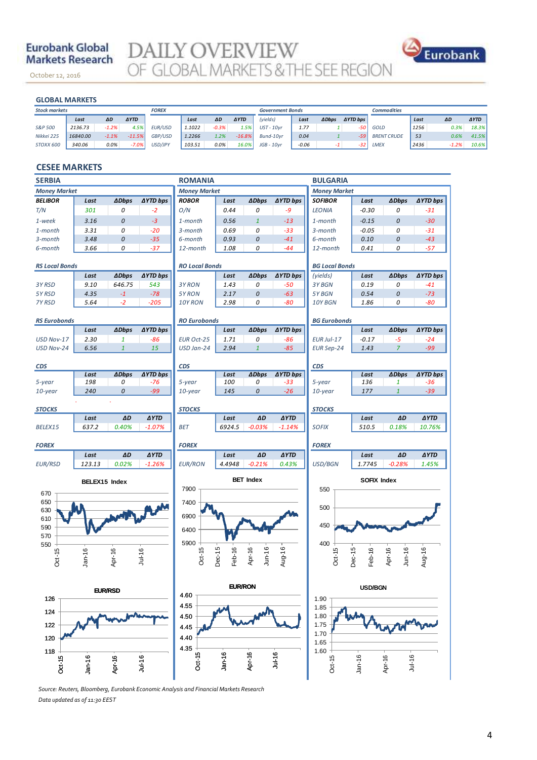# GLOBAL MARKETS

**Stock markets**

| | Last | ΔD | ΔYTD |
|---|---|---|---|
| S&P 500 | 2136.73 | -1.2% | 4.5% |
| Nikkei 225 | 16840.00 | -1.1% | -11.5% |
| STOXX 600 | 340.06 | 0.0% | -7.0% |

**FOREX**

| | Last | ΔD | ΔYTD |
|---|---|---|---|
| EUR/USD | 1.1022 | -0.3% | 1.5% |
| GBP/USD | 1.2266 | 1.2% | -16.8% |
| USD/JPY | 103.51 | 0.0% | 16.0% |

**Government Bonds**

| (yields) | Last | ΔDbps | ΔYTD bps |
|---|---|---|---|
| UST - 10yr | 1.77 | 1 | -50 |
| Bund-10yr | 0.04 | 1 | -59 |
| JGB - 10yr | -0.06 | -1 | -32 |

**Commodities**

| | Last | ΔD | ΔYTD |
|---|---|---|---|
| GOLD | 1256 | 0.3% | 18.3% |
| BRENT CRUDE | 53 | 0.6% | 41.5% |
| LMEX | 2436 | -1.2% | 10.6% |

# CESEE MARKETS

## SERBIA

**Money Market**

| BELIBOR | Last | ΔDbps | ΔYTD bps |
|---|---|---|---|
| T/N | 301 | 0 | -2 |
| 1-week | 3.16 | 0 | -3 |
| 1-month | 3.31 | 0 | -20 |
| 3-month | 3.48 | 0 | -35 |
| 6-month | 3.66 | 0 | -37 |

**RS Local Bonds**

| | Last | ΔDbps | ΔYTD bps |
|---|---|---|---|
| 3Y RSD | 9.10 | 646.75 | 543 |
| 5Y RSD | 4.35 | -1 | -78 |
| 7Y RSD | 5.64 | -2 | -205 |

**RS Eurobonds**

| | Last | ΔDbps | ΔYTD bps |
|---|---|---|---|
| USD Nov-17 | 2.30 | 1 | -86 |
| USD Nov-24 | 6.56 | 1 | 15 |

**CDS**

| | Last | ΔDbps | ΔYTD bps |
|---|---|---|---|
| 5-year | 198 | 0 | -76 |
| 10-year | 240 | 0 | -99 |

**STOCKS**

| | Last | ΔD | ΔYTD |
|---|---|---|---|
| BELEX15 | 637.2 | 0.40% | -1.07% |

**FOREX**

| | Last | ΔD | ΔYTD |
|---|---|---|---|
| EUR/RSD | 123.13 | 0.02% | -1.26% |

## ROMANIA

**Money Market**

| ROBOR | Last | ΔDbps | ΔYTD bps |
|---|---|---|---|
| O/N | 0.44 | 0 | -9 |
| 1-month | 0.56 | 1 | -13 |
| 3-month | 0.69 | 0 | -33 |
| 6-month | 0.93 | 0 | -41 |
| 12-month | 1.08 | 0 | -44 |

**RO Local Bonds**

| | Last | ΔDbps | ΔYTD bps |
|---|---|---|---|
| 3Y RON | 1.43 | 0 | -50 |
| 5Y RON | 2.17 | 0 | -63 |
| 10Y RON | 2.98 | 0 | -80 |

**RO Eurobonds**

| | Last | ΔDbps | ΔYTD bps |
|---|---|---|---|
| EUR Oct-25 | 1.71 | 0 | -86 |
| USD Jan-24 | 2.94 | 1 | -85 |

**CDS**

| | Last | ΔDbps | ΔYTD bps |
|---|---|---|---|
| 5-year | 100 | 0 | -33 |
| 10-year | 145 | 0 | -26 |

**STOCKS**

| | Last | ΔD | ΔYTD |
|---|---|---|---|
| BET | 6924.5 | -0.03% | -1.14% |

**FOREX**

| | Last | ΔD | ΔYTD |
|---|---|---|---|
| EUR/RON | 4.4948 | -0.21% | 0.43% |

## BULGARIA

**Money Market**

| SOFIBOR | Last | ΔDbps | ΔYTD bps |
|---|---|---|---|
| LEONIA | -0.30 | 0 | -31 |
| 1-month | -0.15 | 0 | -30 |
| 3-month | -0.05 | 0 | -31 |
| 6-month | 0.10 | 0 | -43 |
| 12-month | 0.41 | 0 | -57 |

**BG Local Bonds**

| (yields) | Last | ΔDbps | ΔYTD bps |
|---|---|---|---|
| 3Y BGN | 0.19 | 0 | -41 |
| 5Y BGN | 0.54 | 0 | -73 |
| 10Y BGN | 1.86 | 0 | -80 |

**BG Eurobonds**

| | Last | ΔDbps | ΔYTD bps |
|---|---|---|---|
| EUR Jul-17 | -0.17 | -5 | -24 |
| EUR Sep-24 | 1.43 | 7 | -99 |

**CDS**

| | Last | ΔDbps | ΔYTD bps |
|---|---|---|---|
| 5-year | 136 | 1 | -36 |
| 10-year | 177 | 1 | -39 |

**STOCKS**

| | Last | ΔD | ΔYTD |
|---|---|---|---|
| SOFIX | 510.5 | 0.18% | 10.76% |

**FOREX**

| | Last | ΔD | ΔYTD |
|---|---|---|---|
| USD/BGN | 1.7745 | -0.28% | 1.45% |

*Source: Reuters, Bloomberg, Eurobank Economic Analysis and Financial Markets Research*

*Data updated as of 11:30 EEST*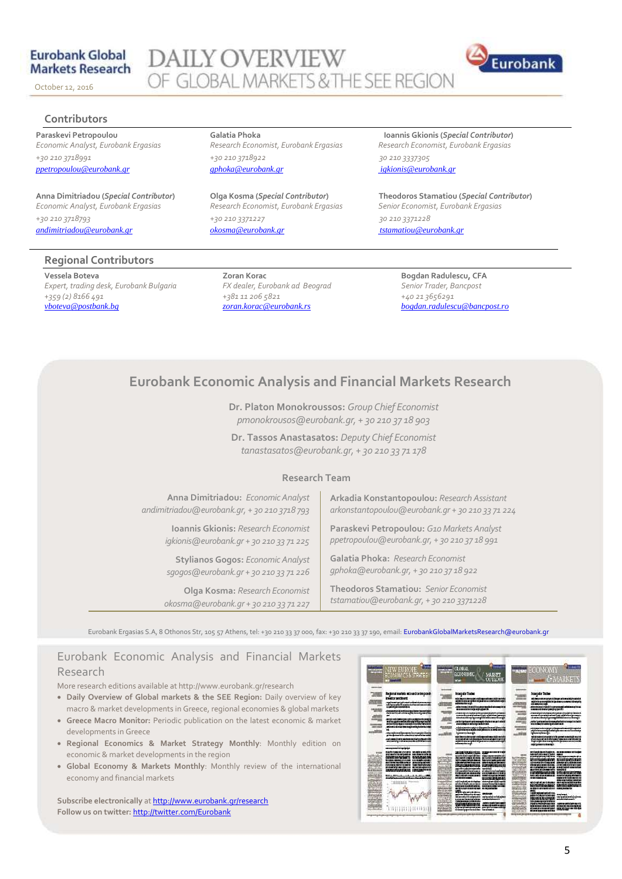## Contributors

**Paraskevi Petropoulou**
*Economic Analyst, Eurobank Ergasias*
*+30 210 3718991*
*ppetropoulou@eurobank.gr*

**Galatia Phoka**
*Research Economist, Eurobank Ergasias*
*+30 210 3718922*
*gphoka@eurobank.gr*

**Ioannis Gkionis (*Special Contributor*)**
*Research Economist, Eurobank Ergasias*
*30 210 3337305*
*igkionis@eurobank.gr*

**Anna Dimitriadou (*Special Contributor*)**
*Economic Analyst, Eurobank Ergasias*
*+30 210 3718793*
*andimitriadou@eurobank.gr*

**Olga Kosma (*Special Contributor*)**
*Research Economist, Eurobank Ergasias*
*+30 210 3371227*
*okosma@eurobank.gr*

**Theodoros Stamatiou (*Special Contributor*)**
*Senior Economist, Eurobank Ergasias*
*30 210 3371228*
*tstamatiou@eurobank.gr*

## Regional Contributors

**Vessela Boteva**
*Expert, trading desk, Eurobank Bulgaria*
*+359 (2) 8166 491*
*vboteva@postbank.bg*

**Zoran Korac**
*FX dealer, Eurobank ad Beograd*
*+381 11 206 5821*
*zoran.korac@eurobank.rs*

**Bogdan Radulescu, CFA**
*Senior Trader, Bancpost*
*+40 21 3656291*
*bogdan.radulescu@bancpost.ro*

## Eurobank Economic Analysis and Financial Markets Research

**Dr. Platon Monokroussos:** *Group Chief Economist*
*pmonokrousos@eurobank.gr, + 30 210 37 18 903*

**Dr. Tassos Anastasatos:** *Deputy Chief Economist*
*tanastasatos@eurobank.gr, + 30 210 33 71 178*

### Research Team

**Anna Dimitriadou:** *Economic Analyst*
*andimitriadou@eurobank.gr, + 30 210 3718 793*

**Ioannis Gkionis:** *Research Economist*
*igkionis@eurobank.gr + 30 210 33 71 225*

**Stylianos Gogos:** *Economic Analyst*
*sgogos@eurobank.gr + 30 210 33 71 226*

**Olga Kosma:** *Research Economist*
*okosma@eurobank.gr + 30 210 33 71 227*

**Arkadia Konstantopoulou:** *Research Assistant*
*arkonstantopoulou@eurobank.gr + 30 210 33 71 224*

**Paraskevi Petropoulou:** *G10 Markets Analyst*
*ppetropoulou@eurobank.gr, + 30 210 37 18 991*

**Galatia Phoka:** *Research Economist*
*gphoka@eurobank.gr, + 30 210 37 18 922*

**Theodoros Stamatiou:** *Senior Economist*
*tstamatiou@eurobank.gr, + 30 210 3371228*

Eurobank Ergasias S.A, 8 Othonos Str, 105 57 Athens, tel: +30 210 33 37 000, fax: +30 210 33 37 190, email: EurobankGlobalMarketsResearch@eurobank.gr

## Eurobank Economic Analysis and Financial Markets Research

More research editions available at http://www.eurobank.gr/research

- **Daily Overview of Global markets & the SEE Region:** Daily overview of key macro & market developments in Greece, regional economies & global markets
- **Greece Macro Monitor:** Periodic publication on the latest economic & market developments in Greece
- **Regional Economics & Market Strategy Monthly**: Monthly edition on economic & market developments in the region
- **Global Economy & Markets Monthly**: Monthly review of the international economy and financial markets

**Subscribe electronically** at http://www.eurobank.gr/research
**Follow us on twitter:** http://twitter.com/Eurobank